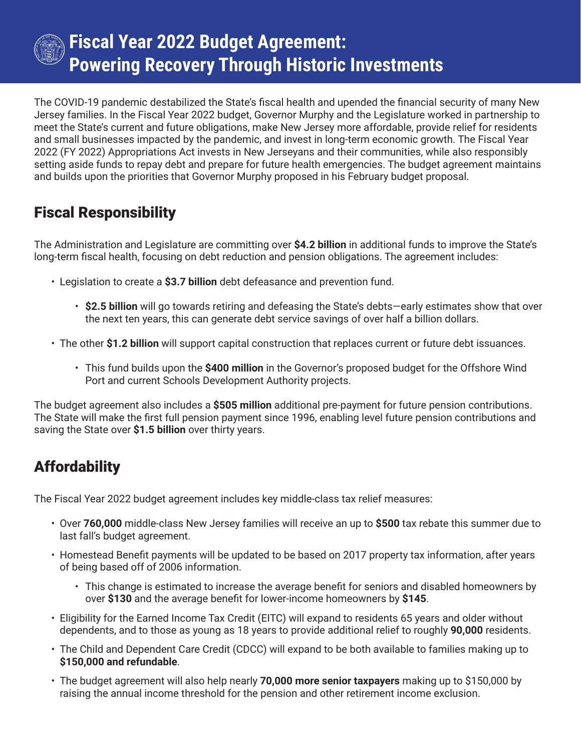# Fiscal Year 2022 Budget Agreement: Powering Recovery Through Historic Investments

The COVID-19 pandemic destabilized the State's fiscal health and upended the financial security of many New Jersey families. In the Fiscal Year 2022 budget, Governor Murphy and the Legislature worked in partnership to meet the State's current and future obligations, make New Jersey more affordable, provide relief for residents and small businesses impacted by the pandemic, and invest in long-term economic growth. The Fiscal Year 2022 (FY 2022) Appropriations Act invests in New Jerseyans and their communities, while also responsibly setting aside funds to repay debt and prepare for future health emergencies. The budget agreement maintains and builds upon the priorities that Governor Murphy proposed in his February budget proposal.

## Fiscal Responsibility

The Administration and Legislature are committing over **$4.2 billion** in additional funds to improve the State's long-term fiscal health, focusing on debt reduction and pension obligations. The agreement includes:

- Legislation to create a **$3.7 billion** debt defeasance and prevention fund.
  - **$2.5 billion** will go towards retiring and defeasing the State's debts—early estimates show that over the next ten years, this can generate debt service savings of over half a billion dollars.
- The other **$1.2 billion** will support capital construction that replaces current or future debt issuances.
  - This fund builds upon the **$400 million** in the Governor's proposed budget for the Offshore Wind Port and current Schools Development Authority projects.

The budget agreement also includes a **$505 million** additional pre-payment for future pension contributions. The State will make the first full pension payment since 1996, enabling level future pension contributions and saving the State over **$1.5 billion** over thirty years.

## Affordability

The Fiscal Year 2022 budget agreement includes key middle-class tax relief measures:

- Over **760,000** middle-class New Jersey families will receive an up to **$500** tax rebate this summer due to last fall's budget agreement.
- Homestead Benefit payments will be updated to be based on 2017 property tax information, after years of being based off of 2006 information.
  - This change is estimated to increase the average benefit for seniors and disabled homeowners by over **$130** and the average benefit for lower-income homeowners by **$145**.
- Eligibility for the Earned Income Tax Credit (EITC) will expand to residents 65 years and older without dependents, and to those as young as 18 years to provide additional relief to roughly **90,000** residents.
- The Child and Dependent Care Credit (CDCC) will expand to be both available to families making up to **$150,000 and refundable**.
- The budget agreement will also help nearly **70,000 more senior taxpayers** making up to $150,000 by raising the annual income threshold for the pension and other retirement income exclusion.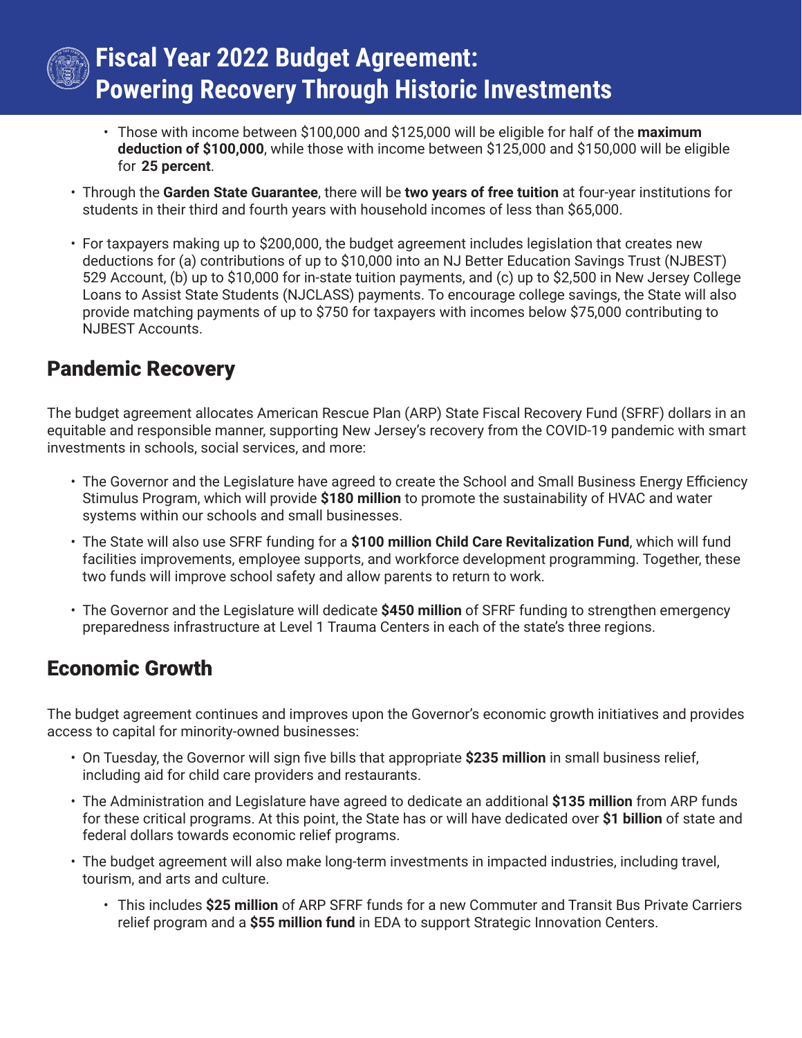# Fiscal Year 2022 Budget Agreement: Powering Recovery Through Historic Investments

- Those with income between $100,000 and $125,000 will be eligible for half of the **maximum deduction of $100,000**, while those with income between $125,000 and $150,000 will be eligible for **25 percent**.

- Through the **Garden State Guarantee**, there will be **two years of free tuition** at four-year institutions for students in their third and fourth years with household incomes of less than $65,000.

- For taxpayers making up to $200,000, the budget agreement includes legislation that creates new deductions for (a) contributions of up to $10,000 into an NJ Better Education Savings Trust (NJBEST) 529 Account, (b) up to $10,000 for in-state tuition payments, and (c) up to $2,500 in New Jersey College Loans to Assist State Students (NJCLASS) payments. To encourage college savings, the State will also provide matching payments of up to $750 for taxpayers with incomes below $75,000 contributing to NJBEST Accounts.

## Pandemic Recovery

The budget agreement allocates American Rescue Plan (ARP) State Fiscal Recovery Fund (SFRF) dollars in an equitable and responsible manner, supporting New Jersey's recovery from the COVID-19 pandemic with smart investments in schools, social services, and more:

- The Governor and the Legislature have agreed to create the School and Small Business Energy Efficiency Stimulus Program, which will provide **$180 million** to promote the sustainability of HVAC and water systems within our schools and small businesses.
- The State will also use SFRF funding for a **$100 million Child Care Revitalization Fund**, which will fund facilities improvements, employee supports, and workforce development programming. Together, these two funds will improve school safety and allow parents to return to work.

- The Governor and the Legislature will dedicate **$450 million** of SFRF funding to strengthen emergency preparedness infrastructure at Level 1 Trauma Centers in each of the state's three regions.

## Economic Growth

The budget agreement continues and improves upon the Governor's economic growth initiatives and provides access to capital for minority-owned businesses:

- On Tuesday, the Governor will sign five bills that appropriate **$235 million** in small business relief, including aid for child care providers and restaurants.
- The Administration and Legislature have agreed to dedicate an additional **$135 million** from ARP funds for these critical programs. At this point, the State has or will have dedicated over **$1 billion** of state and federal dollars towards economic relief programs.
- The budget agreement will also make long-term investments in impacted industries, including travel, tourism, and arts and culture.
  - This includes **$25 million** of ARP SFRF funds for a new Commuter and Transit Bus Private Carriers relief program and a **$55 million fund** in EDA to support Strategic Innovation Centers.